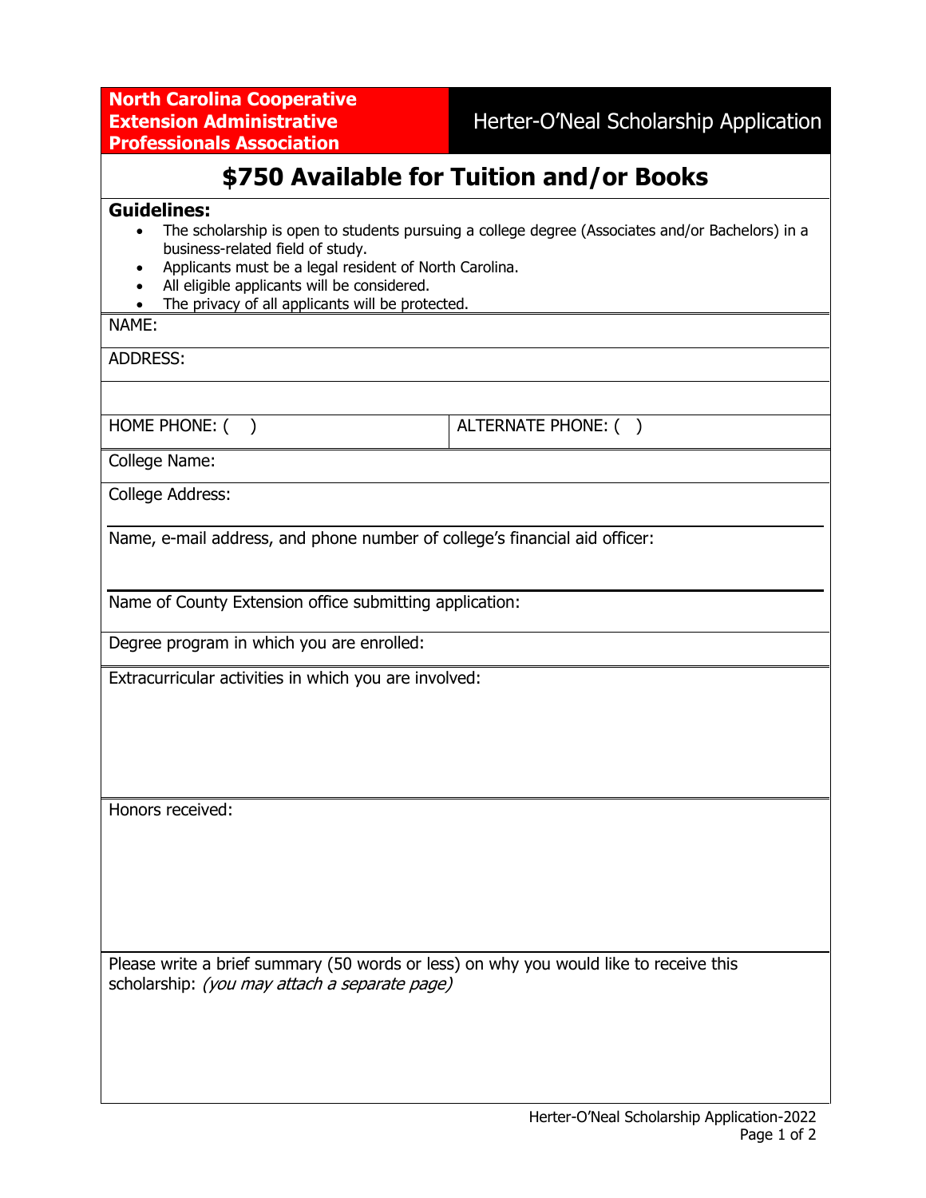**North Carolina Cooperative Extension Administrative Professionals Association**

# Herter-O'Neal Scholarship Application

## $750 Available for Tuition and/or Books

**Guidelines:**

- The scholarship is open to students pursuing a college degree (Associates and/or Bachelors) in a business-related field of study.
- Applicants must be a legal resident of North Carolina.
- All eligible applicants will be considered.
- The privacy of all applicants will be protected.

NAME:

ADDRESS:

| HOME PHONE: ( ) | ALTERNATE PHONE: ( ) |
|---|---|

College Name:

College Address:

Name, e-mail address, and phone number of college's financial aid officer:

Name of County Extension office submitting application:

Degree program in which you are enrolled:

Extracurricular activities in which you are involved:

Honors received:

Please write a brief summary (50 words or less) on why you would like to receive this scholarship: *(you may attach a separate page)*

Herter-O'Neal Scholarship Application-2022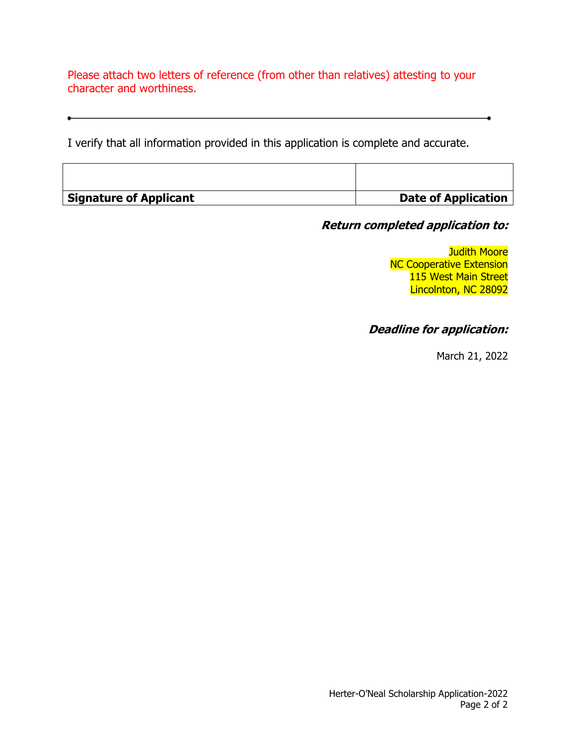Please attach two letters of reference (from other than relatives) attesting to your character and worthiness.

---

I verify that all information provided in this application is complete and accurate.

| | |
|---|---|
| | |
| **Signature of Applicant** | **Date of Application** |

***Return completed application to:***

Judith Moore
NC Cooperative Extension
115 West Main Street
Lincolnton, NC 28092

***Deadline for application:***

March 21, 2022